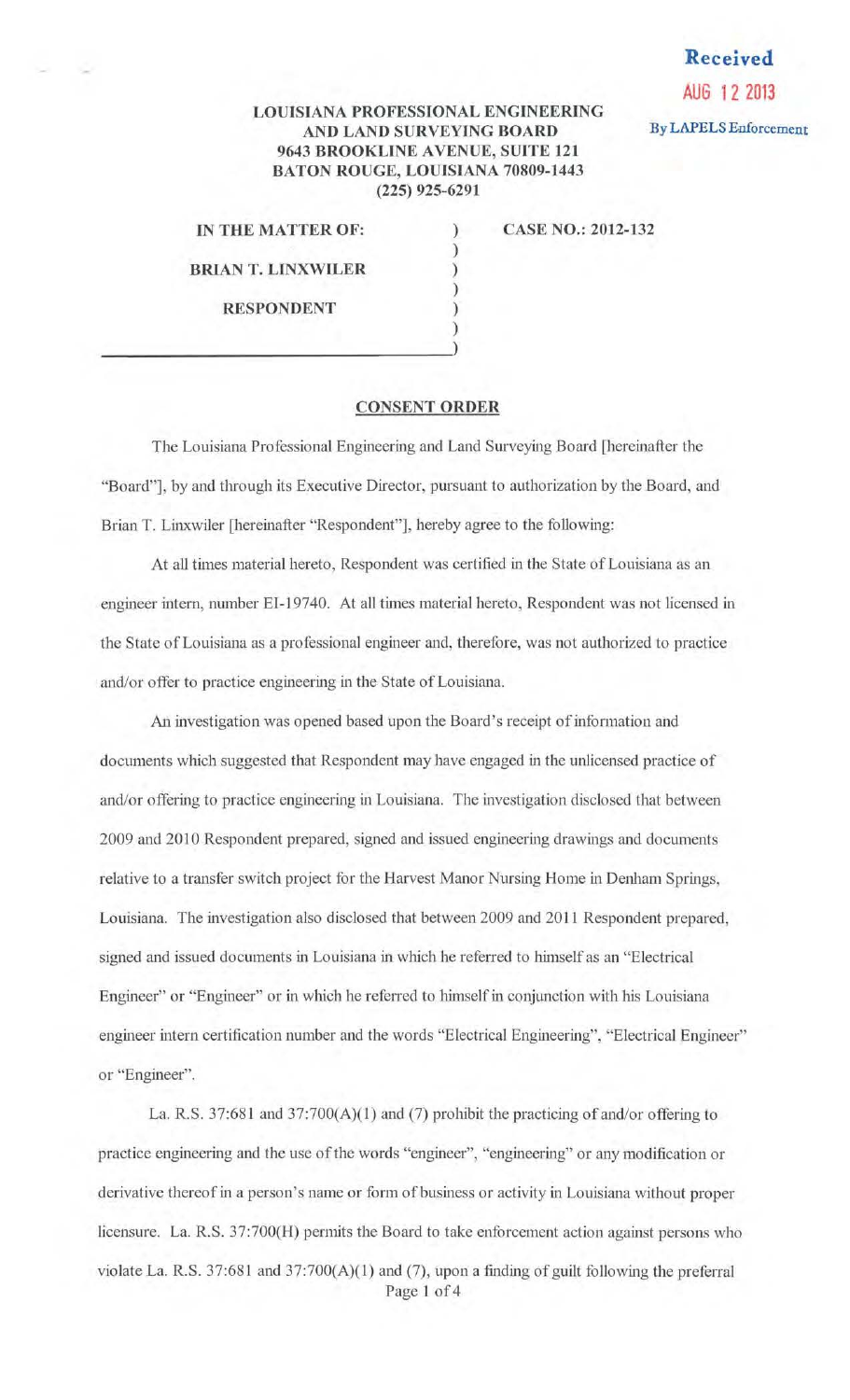Received
AUG 12 2013
By LAPELS Enforcement

**LOUISIANA PROFESSIONAL ENGINEERING AND LAND SURVEYING BOARD**
**9643 BROOKLINE AVENUE, SUITE 121**
**BATON ROUGE, LOUISIANA 70809-1443**
**(225) 925-6291**

**IN THE MATTER OF:**

**BRIAN T. LINXWILER**

**RESPONDENT**

**CASE NO.: 2012-132**

## CONSENT ORDER

The Louisiana Professional Engineering and Land Surveying Board [hereinafter the "Board"], by and through its Executive Director, pursuant to authorization by the Board, and Brian T. Linxwiler [hereinafter "Respondent"], hereby agree to the following:

At all times material hereto, Respondent was certified in the State of Louisiana as an engineer intern, number EI-19740. At all times material hereto, Respondent was not licensed in the State of Louisiana as a professional engineer and, therefore, was not authorized to practice and/or offer to practice engineering in the State of Louisiana.

An investigation was opened based upon the Board's receipt of information and documents which suggested that Respondent may have engaged in the unlicensed practice of and/or offering to practice engineering in Louisiana. The investigation disclosed that between 2009 and 2010 Respondent prepared, signed and issued engineering drawings and documents relative to a transfer switch project for the Harvest Manor Nursing Home in Denham Springs, Louisiana. The investigation also disclosed that between 2009 and 2011 Respondent prepared, signed and issued documents in Louisiana in which he referred to himself as an "Electrical Engineer" or "Engineer" or in which he referred to himself in conjunction with his Louisiana engineer intern certification number and the words "Electrical Engineering", "Electrical Engineer" or "Engineer".

La. R.S. 37:681 and 37:700(A)(1) and (7) prohibit the practicing of and/or offering to practice engineering and the use of the words "engineer", "engineering" or any modification or derivative thereof in a person's name or form of business or activity in Louisiana without proper licensure. La. R.S. 37:700(H) permits the Board to take enforcement action against persons who violate La. R.S. 37:681 and 37:700(A)(1) and (7), upon a finding of guilt following the preferral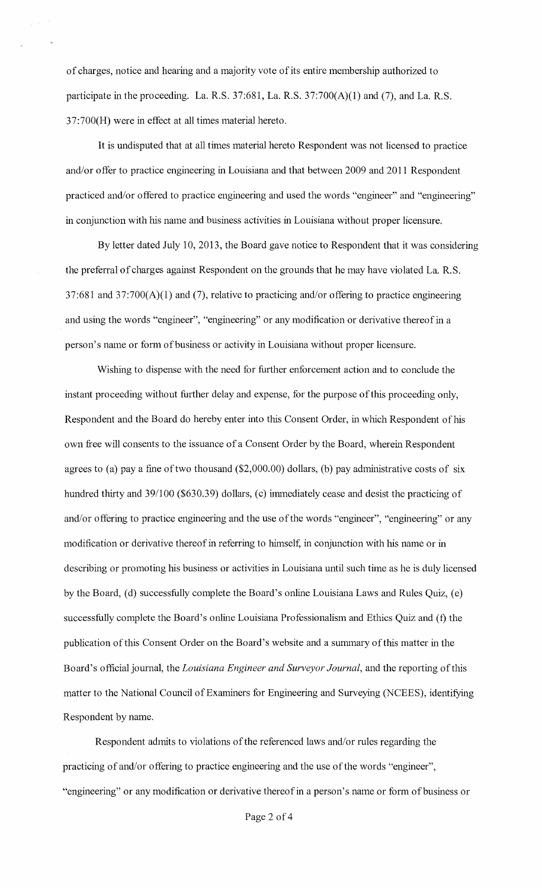of charges, notice and hearing and a majority vote of its entire membership authorized to participate in the proceeding. La. R.S. 37:681, La. R.S. 37:700(A)(1) and (7), and La. R.S. 37:700(H) were in effect at all times material hereto.

It is undisputed that at all times material hereto Respondent was not licensed to practice and/or offer to practice engineering in Louisiana and that between 2009 and 2011 Respondent practiced and/or offered to practice engineering and used the words "engineer" and "engineering" in conjunction with his name and business activities in Louisiana without proper licensure.

By letter dated July 10, 2013, the Board gave notice to Respondent that it was considering the preferral of charges against Respondent on the grounds that he may have violated La. R.S. 37:681 and 37:700(A)(1) and (7), relative to practicing and/or offering to practice engineering and using the words "engineer", "engineering" or any modification or derivative thereof in a person's name or form of business or activity in Louisiana without proper licensure.

Wishing to dispense with the need for further enforcement action and to conclude the instant proceeding without further delay and expense, for the purpose of this proceeding only, Respondent and the Board do hereby enter into this Consent Order, in which Respondent of his own free will consents to the issuance of a Consent Order by the Board, wherein Respondent agrees to (a) pay a fine of two thousand ($2,000.00) dollars, (b) pay administrative costs of six hundred thirty and 39/100 ($630.39) dollars, (c) immediately cease and desist the practicing of and/or offering to practice engineering and the use of the words "engineer", "engineering" or any modification or derivative thereof in referring to himself, in conjunction with his name or in describing or promoting his business or activities in Louisiana until such time as he is duly licensed by the Board, (d) successfully complete the Board's online Louisiana Laws and Rules Quiz, (e) successfully complete the Board's online Louisiana Professionalism and Ethics Quiz and (f) the publication of this Consent Order on the Board's website and a summary of this matter in the Board's official journal, the *Louisiana Engineer and Surveyor Journal*, and the reporting of this matter to the National Council of Examiners for Engineering and Surveying (NCEES), identifying Respondent by name.

Respondent admits to violations of the referenced laws and/or rules regarding the practicing of and/or offering to practice engineering and the use of the words "engineer", "engineering" or any modification or derivative thereof in a person's name or form of business or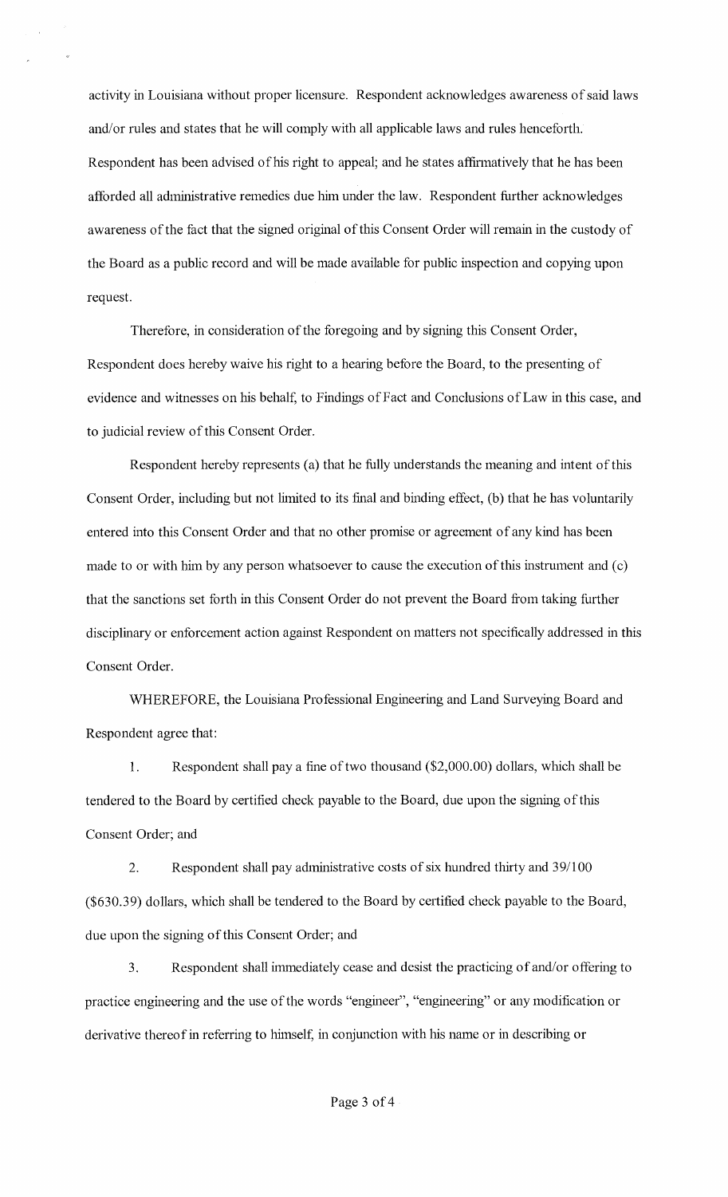activity in Louisiana without proper licensure. Respondent acknowledges awareness of said laws and/or rules and states that he will comply with all applicable laws and rules henceforth. Respondent has been advised of his right to appeal; and he states affirmatively that he has been afforded all administrative remedies due him under the law. Respondent further acknowledges awareness of the fact that the signed original of this Consent Order will remain in the custody of the Board as a public record and will be made available for public inspection and copying upon request.

Therefore, in consideration of the foregoing and by signing this Consent Order, Respondent does hereby waive his right to a hearing before the Board, to the presenting of evidence and witnesses on his behalf, to Findings of Fact and Conclusions of Law in this case, and to judicial review of this Consent Order.

Respondent hereby represents (a) that he fully understands the meaning and intent of this Consent Order, including but not limited to its final and binding effect, (b) that he has voluntarily entered into this Consent Order and that no other promise or agreement of any kind has been made to or with him by any person whatsoever to cause the execution of this instrument and (c) that the sanctions set forth in this Consent Order do not prevent the Board from taking further disciplinary or enforcement action against Respondent on matters not specifically addressed in this Consent Order.

WHEREFORE, the Louisiana Professional Engineering and Land Surveying Board and Respondent agree that:

1. Respondent shall pay a fine of two thousand ($2,000.00) dollars, which shall be tendered to the Board by certified check payable to the Board, due upon the signing of this Consent Order; and

2. Respondent shall pay administrative costs of six hundred thirty and 39/100 ($630.39) dollars, which shall be tendered to the Board by certified check payable to the Board, due upon the signing of this Consent Order; and

3. Respondent shall immediately cease and desist the practicing of and/or offering to practice engineering and the use of the words "engineer", "engineering" or any modification or derivative thereof in referring to himself, in conjunction with his name or in describing or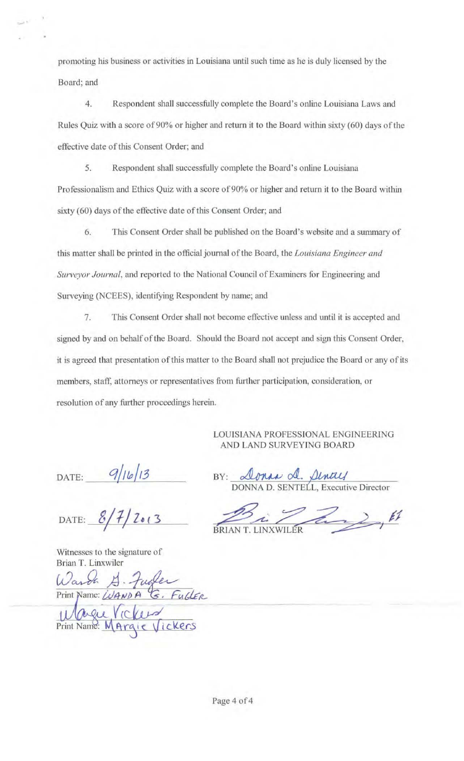promoting his business or activities in Louisiana until such time as he is duly licensed by the Board; and

4. Respondent shall successfully complete the Board's online Louisiana Laws and Rules Quiz with a score of 90% or higher and return it to the Board within sixty (60) days of the effective date of this Consent Order; and

5. Respondent shall successfully complete the Board's online Louisiana Professionalism and Ethics Quiz with a score of 90% or higher and return it to the Board within sixty (60) days of the effective date of this Consent Order; and

6. This Consent Order shall be published on the Board's website and a summary of this matter shall be printed in the official journal of the Board, the *Louisiana Engineer and Surveyor Journal*, and reported to the National Council of Examiners for Engineering and Surveying (NCEES), identifying Respondent by name; and

7. This Consent Order shall not become effective unless and until it is accepted and signed by and on behalf of the Board. Should the Board not accept and sign this Consent Order, it is agreed that presentation of this matter to the Board shall not prejudice the Board or any of its members, staff, attorneys or representatives from further participation, consideration, or resolution of any further proceedings herein.

LOUISIANA PROFESSIONAL ENGINEERING AND LAND SURVEYING BOARD

DATE: 9/16/13

BY: Donna D. Sentell
DONNA D. SENTELL, Executive Director

DATE: 8/7/2013

Brian T. Linxwiler, EI
BRIAN T. LINXWILER

Witnesses to the signature of Brian T. Linxwiler

Wanda G. Fuller
Print Name: WANDA G. FULLER

Margie Vickers
Print Name: Margie Vickers